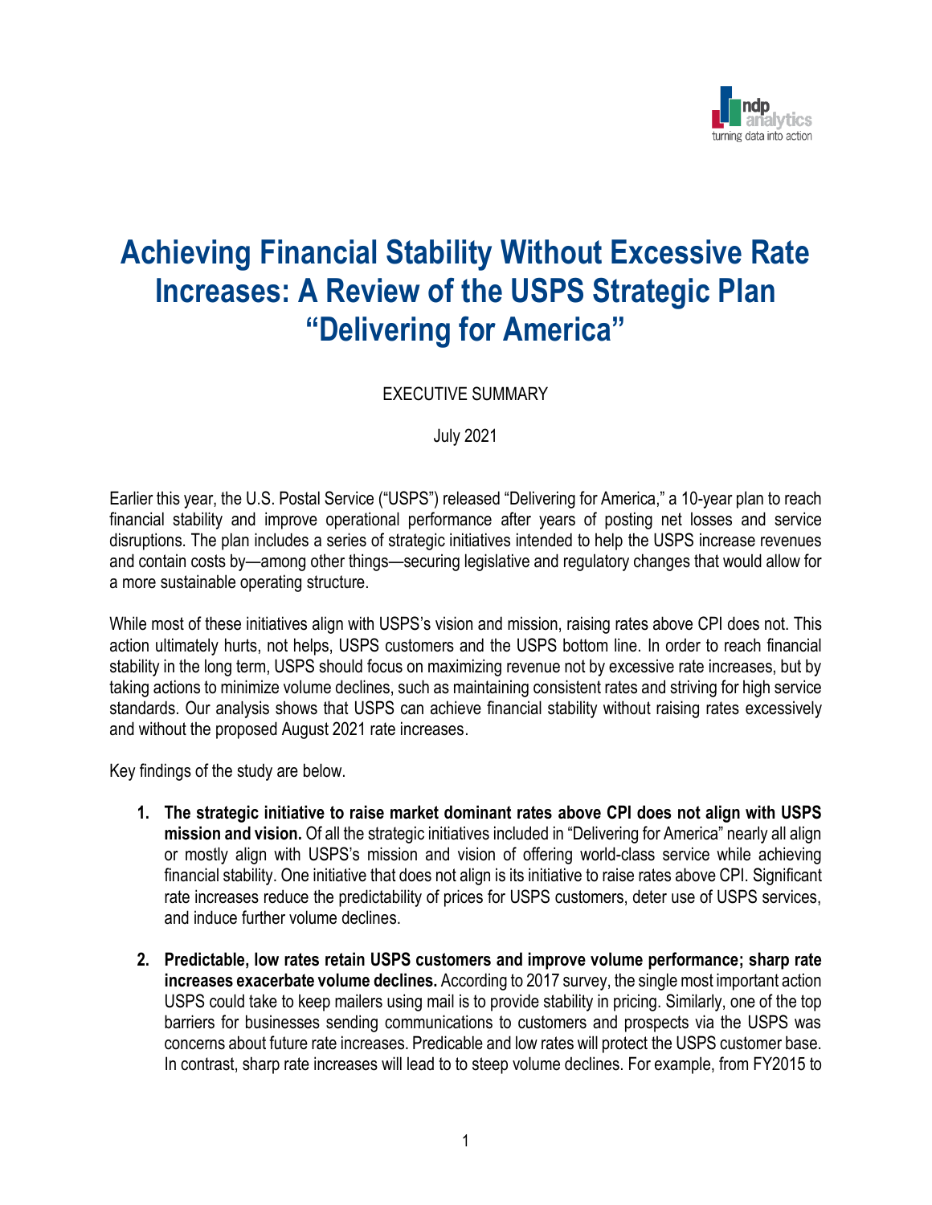# Achieving Financial Stability Without Excessive Rate Increases: A Review of the USPS Strategic Plan "Delivering for America"

EXECUTIVE SUMMARY

July 2021

Earlier this year, the U.S. Postal Service ("USPS") released "Delivering for America," a 10-year plan to reach financial stability and improve operational performance after years of posting net losses and service disruptions. The plan includes a series of strategic initiatives intended to help the USPS increase revenues and contain costs by—among other things—securing legislative and regulatory changes that would allow for a more sustainable operating structure.

While most of these initiatives align with USPS's vision and mission, raising rates above CPI does not. This action ultimately hurts, not helps, USPS customers and the USPS bottom line. In order to reach financial stability in the long term, USPS should focus on maximizing revenue not by excessive rate increases, but by taking actions to minimize volume declines, such as maintaining consistent rates and striving for high service standards. Our analysis shows that USPS can achieve financial stability without raising rates excessively and without the proposed August 2021 rate increases.

Key findings of the study are below.

1. **The strategic initiative to raise market dominant rates above CPI does not align with USPS mission and vision.** Of all the strategic initiatives included in "Delivering for America" nearly all align or mostly align with USPS's mission and vision of offering world-class service while achieving financial stability. One initiative that does not align is its initiative to raise rates above CPI. Significant rate increases reduce the predictability of prices for USPS customers, deter use of USPS services, and induce further volume declines.

2. **Predictable, low rates retain USPS customers and improve volume performance; sharp rate increases exacerbate volume declines.** According to 2017 survey, the single most important action USPS could take to keep mailers using mail is to provide stability in pricing. Similarly, one of the top barriers for businesses sending communications to customers and prospects via the USPS was concerns about future rate increases. Predicable and low rates will protect the USPS customer base. In contrast, sharp rate increases will lead to to steep volume declines. For example, from FY2015 to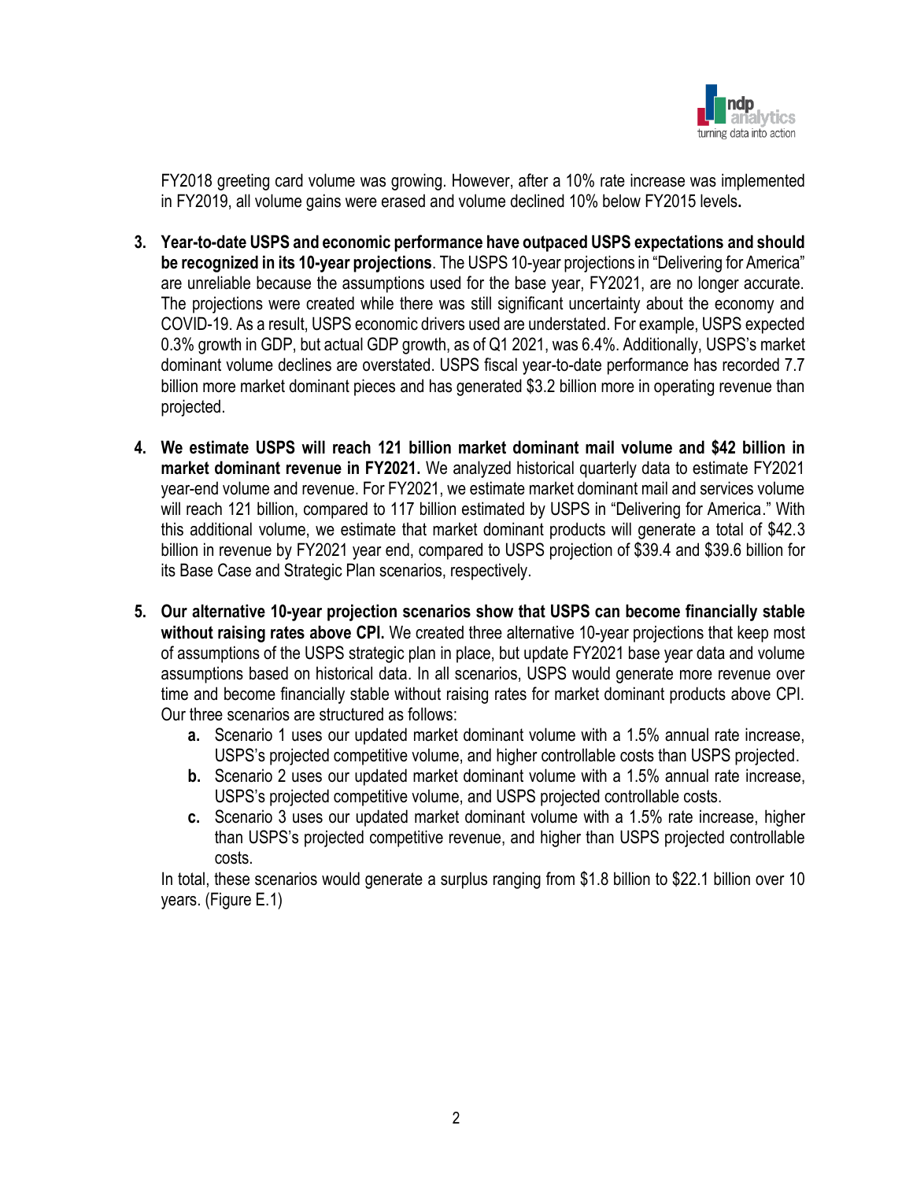FY2018 greeting card volume was growing. However, after a 10% rate increase was implemented in FY2019, all volume gains were erased and volume declined 10% below FY2015 levels**.**

3. **Year-to-date USPS and economic performance have outpaced USPS expectations and should be recognized in its 10-year projections**. The USPS 10-year projections in "Delivering for America" are unreliable because the assumptions used for the base year, FY2021, are no longer accurate. The projections were created while there was still significant uncertainty about the economy and COVID-19. As a result, USPS economic drivers used are understated. For example, USPS expected 0.3% growth in GDP, but actual GDP growth, as of Q1 2021, was 6.4%. Additionally, USPS's market dominant volume declines are overstated. USPS fiscal year-to-date performance has recorded 7.7 billion more market dominant pieces and has generated $3.2 billion more in operating revenue than projected.

4. **We estimate USPS will reach 121 billion market dominant mail volume and $42 billion in market dominant revenue in FY2021.** We analyzed historical quarterly data to estimate FY2021 year-end volume and revenue. For FY2021, we estimate market dominant mail and services volume will reach 121 billion, compared to 117 billion estimated by USPS in "Delivering for America." With this additional volume, we estimate that market dominant products will generate a total of $42.3 billion in revenue by FY2021 year end, compared to USPS projection of $39.4 and $39.6 billion for its Base Case and Strategic Plan scenarios, respectively.

5. **Our alternative 10-year projection scenarios show that USPS can become financially stable without raising rates above CPI.** We created three alternative 10-year projections that keep most of assumptions of the USPS strategic plan in place, but update FY2021 base year data and volume assumptions based on historical data. In all scenarios, USPS would generate more revenue over time and become financially stable without raising rates for market dominant products above CPI. Our three scenarios are structured as follows:
    a. Scenario 1 uses our updated market dominant volume with a 1.5% annual rate increase, USPS's projected competitive volume, and higher controllable costs than USPS projected.
    b. Scenario 2 uses our updated market dominant volume with a 1.5% annual rate increase, USPS's projected competitive volume, and USPS projected controllable costs.
    c. Scenario 3 uses our updated market dominant volume with a 1.5% rate increase, higher than USPS's projected competitive revenue, and higher than USPS projected controllable costs.

    In total, these scenarios would generate a surplus ranging from $1.8 billion to $22.1 billion over 10 years. (Figure E.1)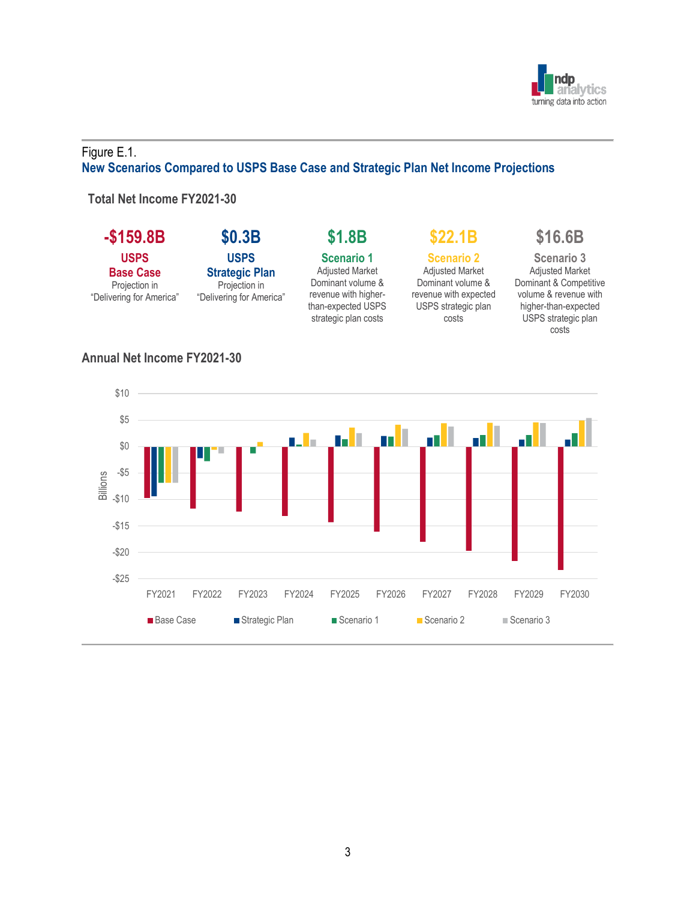Figure E.1.

## New Scenarios Compared to USPS Base Case and Strategic Plan Net Income Projections

### Total Net Income FY2021-30

**-$159.8B**
**USPS Base Case**
Projection in "Delivering for America"

**$0.3B**
**USPS Strategic Plan**
Projection in "Delivering for America"

**$1.8B**
**Scenario 1**
Adjusted Market Dominant volume & revenue with higher-than-expected USPS strategic plan costs

**$22.1B**
**Scenario 2**
Adjusted Market Dominant volume & revenue with expected USPS strategic plan costs

**$16.6B**
**Scenario 3**
Adjusted Market Dominant & Competitive volume & revenue with higher-than-expected USPS strategic plan costs

### Annual Net Income FY2021-30

$10
$5
$0
-$5
-$10
-$15
-$20
-$25

Billions

FY2021 FY2022 FY2023 FY2024 FY2025 FY2026 FY2027 FY2028 FY2029 FY2030

Base Case, Strategic Plan, Scenario 1, Scenario 2, Scenario 3